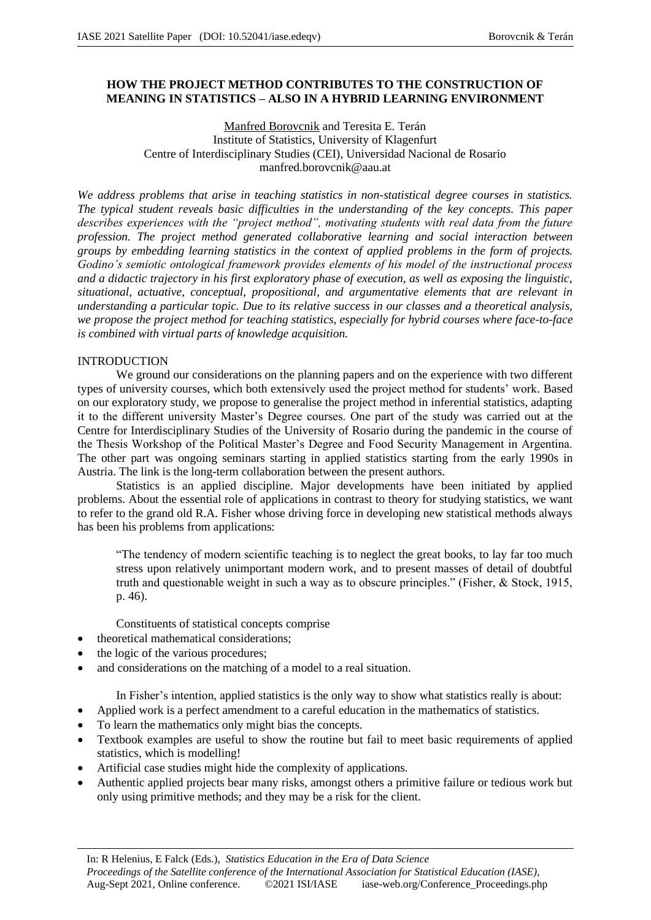# HOW THE PROJECT METHOD CONTRIBUTES TO THE CONSTRUCTION OF MEANING IN STATISTICS – ALSO IN A HYBRID LEARNING ENVIRONMENT

Manfred Borovcnik and Teresita E. Terán
Institute of Statistics, University of Klagenfurt
Centre of Interdisciplinary Studies (CEI), Universidad Nacional de Rosario
manfred.borovcnik@aau.at

*We address problems that arise in teaching statistics in non-statistical degree courses in statistics. The typical student reveals basic difficulties in the understanding of the key concepts. This paper describes experiences with the "project method", motivating students with real data from the future profession. The project method generated collaborative learning and social interaction between groups by embedding learning statistics in the context of applied problems in the form of projects. Godino's semiotic ontological framework provides elements of his model of the instructional process and a didactic trajectory in his first exploratory phase of execution, as well as exposing the linguistic, situational, actuative, conceptual, propositional, and argumentative elements that are relevant in understanding a particular topic. Due to its relative success in our classes and a theoretical analysis, we propose the project method for teaching statistics, especially for hybrid courses where face-to-face is combined with virtual parts of knowledge acquisition.*

## INTRODUCTION

We ground our considerations on the planning papers and on the experience with two different types of university courses, which both extensively used the project method for students' work. Based on our exploratory study, we propose to generalise the project method in inferential statistics, adapting it to the different university Master's Degree courses. One part of the study was carried out at the Centre for Interdisciplinary Studies of the University of Rosario during the pandemic in the course of the Thesis Workshop of the Political Master's Degree and Food Security Management in Argentina. The other part was ongoing seminars starting in applied statistics starting from the early 1990s in Austria. The link is the long-term collaboration between the present authors.

Statistics is an applied discipline. Major developments have been initiated by applied problems. About the essential role of applications in contrast to theory for studying statistics, we want to refer to the grand old R.A. Fisher whose driving force in developing new statistical methods always has been his problems from applications:

> "The tendency of modern scientific teaching is to neglect the great books, to lay far too much stress upon relatively unimportant modern work, and to present masses of detail of doubtful truth and questionable weight in such a way as to obscure principles." (Fisher, & Stock, 1915, p. 46).

Constituents of statistical concepts comprise

- theoretical mathematical considerations;
- the logic of the various procedures;
- and considerations on the matching of a model to a real situation.

In Fisher's intention, applied statistics is the only way to show what statistics really is about:

- Applied work is a perfect amendment to a careful education in the mathematics of statistics.
- To learn the mathematics only might bias the concepts.
- Textbook examples are useful to show the routine but fail to meet basic requirements of applied statistics, which is modelling!
- Artificial case studies might hide the complexity of applications.
- Authentic applied projects bear many risks, amongst others a primitive failure or tedious work but only using primitive methods; and they may be a risk for the client.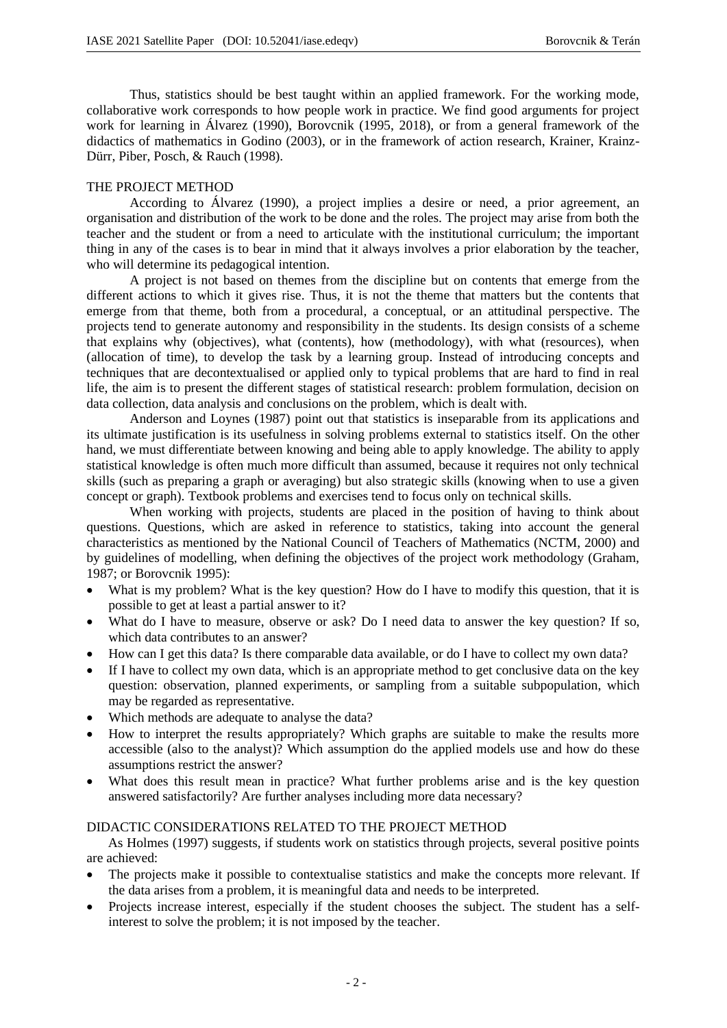Thus, statistics should be best taught within an applied framework. For the working mode, collaborative work corresponds to how people work in practice. We find good arguments for project work for learning in Álvarez (1990), Borovcnik (1995, 2018), or from a general framework of the didactics of mathematics in Godino (2003), or in the framework of action research, Krainer, Krainz-Dürr, Piber, Posch, & Rauch (1998).

## THE PROJECT METHOD

According to Álvarez (1990), a project implies a desire or need, a prior agreement, an organisation and distribution of the work to be done and the roles. The project may arise from both the teacher and the student or from a need to articulate with the institutional curriculum; the important thing in any of the cases is to bear in mind that it always involves a prior elaboration by the teacher, who will determine its pedagogical intention.

A project is not based on themes from the discipline but on contents that emerge from the different actions to which it gives rise. Thus, it is not the theme that matters but the contents that emerge from that theme, both from a procedural, a conceptual, or an attitudinal perspective. The projects tend to generate autonomy and responsibility in the students. Its design consists of a scheme that explains why (objectives), what (contents), how (methodology), with what (resources), when (allocation of time), to develop the task by a learning group. Instead of introducing concepts and techniques that are decontextualised or applied only to typical problems that are hard to find in real life, the aim is to present the different stages of statistical research: problem formulation, decision on data collection, data analysis and conclusions on the problem, which is dealt with.

Anderson and Loynes (1987) point out that statistics is inseparable from its applications and its ultimate justification is its usefulness in solving problems external to statistics itself. On the other hand, we must differentiate between knowing and being able to apply knowledge. The ability to apply statistical knowledge is often much more difficult than assumed, because it requires not only technical skills (such as preparing a graph or averaging) but also strategic skills (knowing when to use a given concept or graph). Textbook problems and exercises tend to focus only on technical skills.

When working with projects, students are placed in the position of having to think about questions. Questions, which are asked in reference to statistics, taking into account the general characteristics as mentioned by the National Council of Teachers of Mathematics (NCTM, 2000) and by guidelines of modelling, when defining the objectives of the project work methodology (Graham, 1987; or Borovcnik 1995):

- What is my problem? What is the key question? How do I have to modify this question, that it is possible to get at least a partial answer to it?
- What do I have to measure, observe or ask? Do I need data to answer the key question? If so, which data contributes to an answer?
- How can I get this data? Is there comparable data available, or do I have to collect my own data?
- If I have to collect my own data, which is an appropriate method to get conclusive data on the key question: observation, planned experiments, or sampling from a suitable subpopulation, which may be regarded as representative.
- Which methods are adequate to analyse the data?
- How to interpret the results appropriately? Which graphs are suitable to make the results more accessible (also to the analyst)? Which assumption do the applied models use and how do these assumptions restrict the answer?
- What does this result mean in practice? What further problems arise and is the key question answered satisfactorily? Are further analyses including more data necessary?

## DIDACTIC CONSIDERATIONS RELATED TO THE PROJECT METHOD

As Holmes (1997) suggests, if students work on statistics through projects, several positive points are achieved:

- The projects make it possible to contextualise statistics and make the concepts more relevant. If the data arises from a problem, it is meaningful data and needs to be interpreted.
- Projects increase interest, especially if the student chooses the subject. The student has a self-interest to solve the problem; it is not imposed by the teacher.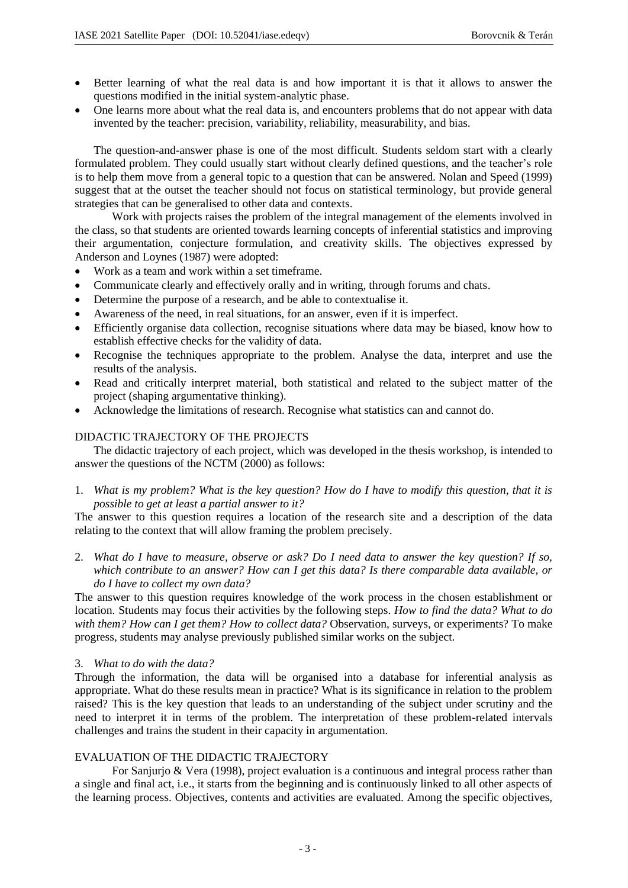- Better learning of what the real data is and how important it is that it allows to answer the questions modified in the initial system-analytic phase.
- One learns more about what the real data is, and encounters problems that do not appear with data invented by the teacher: precision, variability, reliability, measurability, and bias.

The question-and-answer phase is one of the most difficult. Students seldom start with a clearly formulated problem. They could usually start without clearly defined questions, and the teacher's role is to help them move from a general topic to a question that can be answered. Nolan and Speed (1999) suggest that at the outset the teacher should not focus on statistical terminology, but provide general strategies that can be generalised to other data and contexts.

Work with projects raises the problem of the integral management of the elements involved in the class, so that students are oriented towards learning concepts of inferential statistics and improving their argumentation, conjecture formulation, and creativity skills. The objectives expressed by Anderson and Loynes (1987) were adopted:

- Work as a team and work within a set timeframe.
- Communicate clearly and effectively orally and in writing, through forums and chats.
- Determine the purpose of a research, and be able to contextualise it.
- Awareness of the need, in real situations, for an answer, even if it is imperfect.
- Efficiently organise data collection, recognise situations where data may be biased, know how to establish effective checks for the validity of data.
- Recognise the techniques appropriate to the problem. Analyse the data, interpret and use the results of the analysis.
- Read and critically interpret material, both statistical and related to the subject matter of the project (shaping argumentative thinking).
- Acknowledge the limitations of research. Recognise what statistics can and cannot do.

## DIDACTIC TRAJECTORY OF THE PROJECTS

The didactic trajectory of each project, which was developed in the thesis workshop, is intended to answer the questions of the NCTM (2000) as follows:

1. *What is my problem? What is the key question? How do I have to modify this question, that it is possible to get at least a partial answer to it?*

The answer to this question requires a location of the research site and a description of the data relating to the context that will allow framing the problem precisely.

2. *What do I have to measure, observe or ask? Do I need data to answer the key question? If so, which contribute to an answer? How can I get this data? Is there comparable data available, or do I have to collect my own data?*

The answer to this question requires knowledge of the work process in the chosen establishment or location. Students may focus their activities by the following steps. *How to find the data? What to do with them? How can I get them? How to collect data?* Observation, surveys, or experiments? To make progress, students may analyse previously published similar works on the subject.

3. *What to do with the data?*

Through the information, the data will be organised into a database for inferential analysis as appropriate. What do these results mean in practice? What is its significance in relation to the problem raised? This is the key question that leads to an understanding of the subject under scrutiny and the need to interpret it in terms of the problem. The interpretation of these problem-related intervals challenges and trains the student in their capacity in argumentation.

## EVALUATION OF THE DIDACTIC TRAJECTORY

For Sanjurjo & Vera (1998), project evaluation is a continuous and integral process rather than a single and final act, i.e., it starts from the beginning and is continuously linked to all other aspects of the learning process. Objectives, contents and activities are evaluated. Among the specific objectives,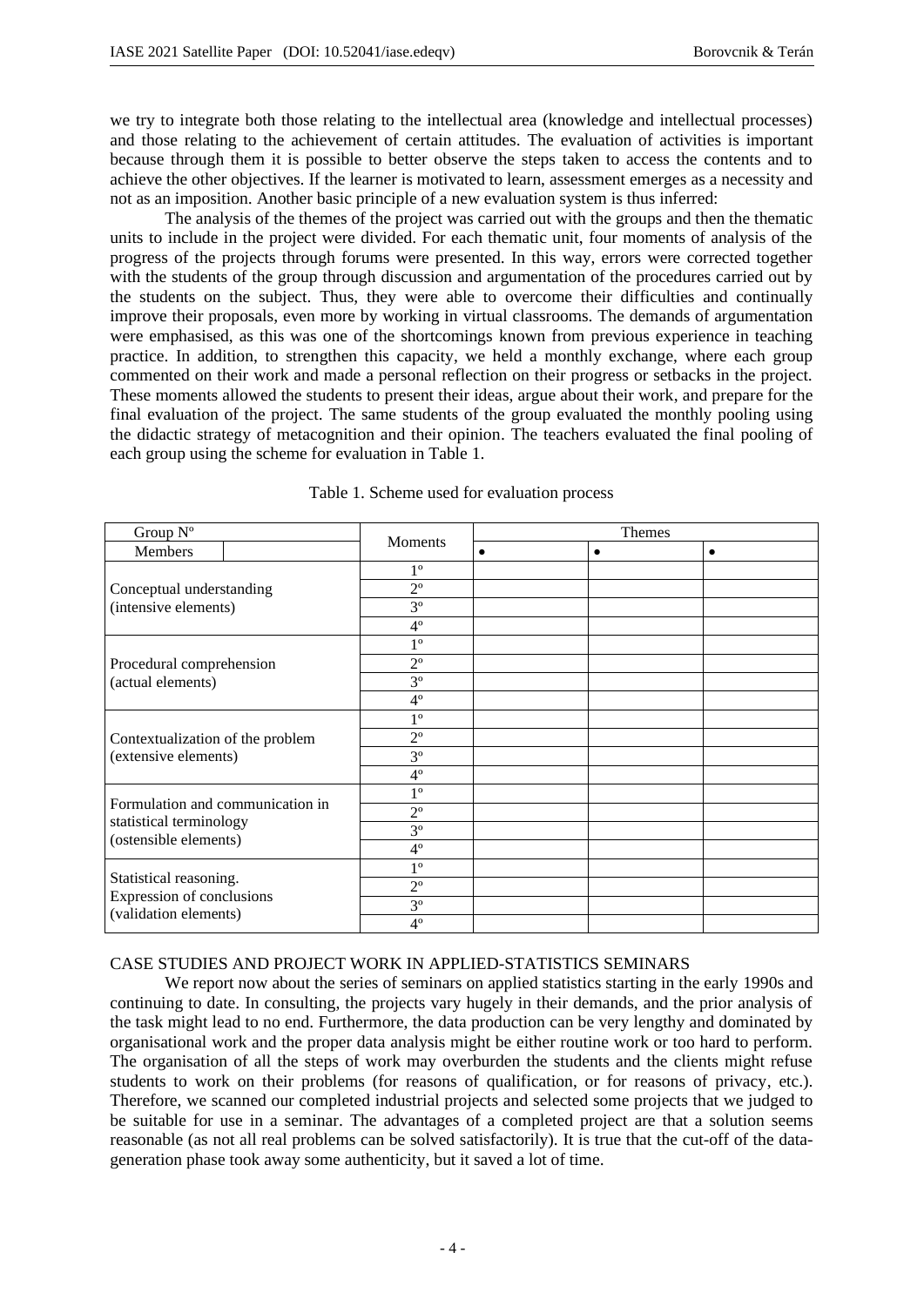we try to integrate both those relating to the intellectual area (knowledge and intellectual processes) and those relating to the achievement of certain attitudes. The evaluation of activities is important because through them it is possible to better observe the steps taken to access the contents and to achieve the other objectives. If the learner is motivated to learn, assessment emerges as a necessity and not as an imposition. Another basic principle of a new evaluation system is thus inferred:

The analysis of the themes of the project was carried out with the groups and then the thematic units to include in the project were divided. For each thematic unit, four moments of analysis of the progress of the projects through forums were presented. In this way, errors were corrected together with the students of the group through discussion and argumentation of the procedures carried out by the students on the subject. Thus, they were able to overcome their difficulties and continually improve their proposals, even more by working in virtual classrooms. The demands of argumentation were emphasised, as this was one of the shortcomings known from previous experience in teaching practice. In addition, to strengthen this capacity, we held a monthly exchange, where each group commented on their work and made a personal reflection on their progress or setbacks in the project. These moments allowed the students to present their ideas, argue about their work, and prepare for the final evaluation of the project. The same students of the group evaluated the monthly pooling using the didactic strategy of metacognition and their opinion. The teachers evaluated the final pooling of each group using the scheme for evaluation in Table 1.

Table 1. Scheme used for evaluation process

| Group Nº | | Moments | Themes | | |
|---|---|---|---|---|---|
| Members | | | • | • | • |
| Conceptual understanding (intensive elements) | | 1º | | | |
| | | 2º | | | |
| | | 3º | | | |
| | | 4º | | | |
| Procedural comprehension (actual elements) | | 1º | | | |
| | | 2º | | | |
| | | 3º | | | |
| | | 4º | | | |
| Contextualization of the problem (extensive elements) | | 1º | | | |
| | | 2º | | | |
| | | 3º | | | |
| | | 4º | | | |
| Formulation and communication in statistical terminology (ostensible elements) | | 1º | | | |
| | | 2º | | | |
| | | 3º | | | |
| | | 4º | | | |
| Statistical reasoning. Expression of conclusions (validation elements) | | 1º | | | |
| | | 2º | | | |
| | | 3º | | | |
| | | 4º | | | |

## CASE STUDIES AND PROJECT WORK IN APPLIED-STATISTICS SEMINARS

We report now about the series of seminars on applied statistics starting in the early 1990s and continuing to date. In consulting, the projects vary hugely in their demands, and the prior analysis of the task might lead to no end. Furthermore, the data production can be very lengthy and dominated by organisational work and the proper data analysis might be either routine work or too hard to perform. The organisation of all the steps of work may overburden the students and the clients might refuse students to work on their problems (for reasons of qualification, or for reasons of privacy, etc.). Therefore, we scanned our completed industrial projects and selected some projects that we judged to be suitable for use in a seminar. The advantages of a completed project are that a solution seems reasonable (as not all real problems can be solved satisfactorily). It is true that the cut-off of the data-generation phase took away some authenticity, but it saved a lot of time.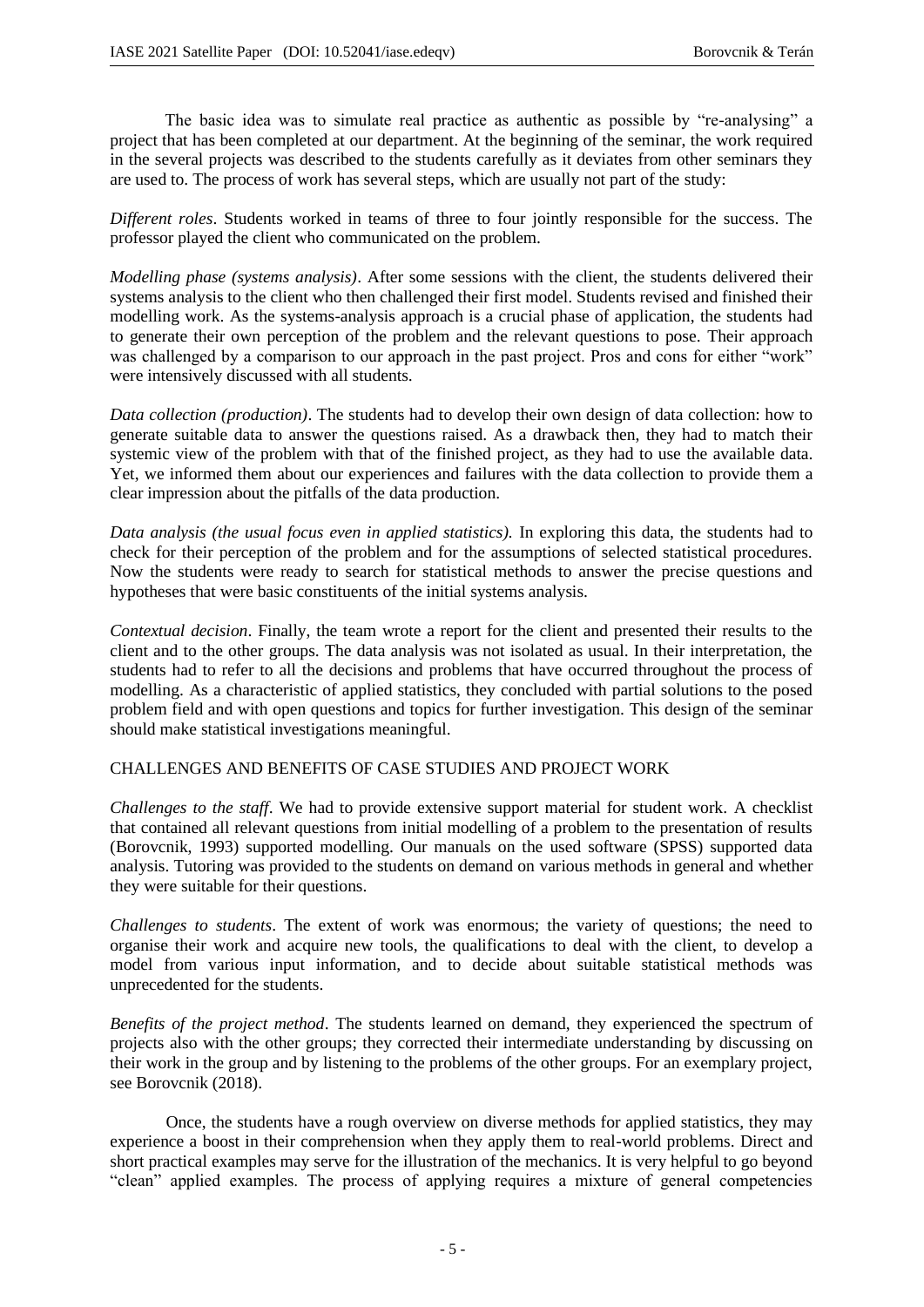The basic idea was to simulate real practice as authentic as possible by "re-analysing" a project that has been completed at our department. At the beginning of the seminar, the work required in the several projects was described to the students carefully as it deviates from other seminars they are used to. The process of work has several steps, which are usually not part of the study:

*Different roles*. Students worked in teams of three to four jointly responsible for the success. The professor played the client who communicated on the problem.

*Modelling phase (systems analysis)*. After some sessions with the client, the students delivered their systems analysis to the client who then challenged their first model. Students revised and finished their modelling work. As the systems-analysis approach is a crucial phase of application, the students had to generate their own perception of the problem and the relevant questions to pose. Their approach was challenged by a comparison to our approach in the past project. Pros and cons for either "work" were intensively discussed with all students.

*Data collection (production)*. The students had to develop their own design of data collection: how to generate suitable data to answer the questions raised. As a drawback then, they had to match their systemic view of the problem with that of the finished project, as they had to use the available data. Yet, we informed them about our experiences and failures with the data collection to provide them a clear impression about the pitfalls of the data production.

*Data analysis (the usual focus even in applied statistics).* In exploring this data, the students had to check for their perception of the problem and for the assumptions of selected statistical procedures. Now the students were ready to search for statistical methods to answer the precise questions and hypotheses that were basic constituents of the initial systems analysis.

*Contextual decision*. Finally, the team wrote a report for the client and presented their results to the client and to the other groups. The data analysis was not isolated as usual. In their interpretation, the students had to refer to all the decisions and problems that have occurred throughout the process of modelling. As a characteristic of applied statistics, they concluded with partial solutions to the posed problem field and with open questions and topics for further investigation. This design of the seminar should make statistical investigations meaningful.

## CHALLENGES AND BENEFITS OF CASE STUDIES AND PROJECT WORK

*Challenges to the staff*. We had to provide extensive support material for student work. A checklist that contained all relevant questions from initial modelling of a problem to the presentation of results (Borovcnik, 1993) supported modelling. Our manuals on the used software (SPSS) supported data analysis. Tutoring was provided to the students on demand on various methods in general and whether they were suitable for their questions.

*Challenges to students*. The extent of work was enormous; the variety of questions; the need to organise their work and acquire new tools, the qualifications to deal with the client, to develop a model from various input information, and to decide about suitable statistical methods was unprecedented for the students.

*Benefits of the project method*. The students learned on demand, they experienced the spectrum of projects also with the other groups; they corrected their intermediate understanding by discussing on their work in the group and by listening to the problems of the other groups. For an exemplary project, see Borovcnik (2018).

Once, the students have a rough overview on diverse methods for applied statistics, they may experience a boost in their comprehension when they apply them to real-world problems. Direct and short practical examples may serve for the illustration of the mechanics. It is very helpful to go beyond "clean" applied examples. The process of applying requires a mixture of general competencies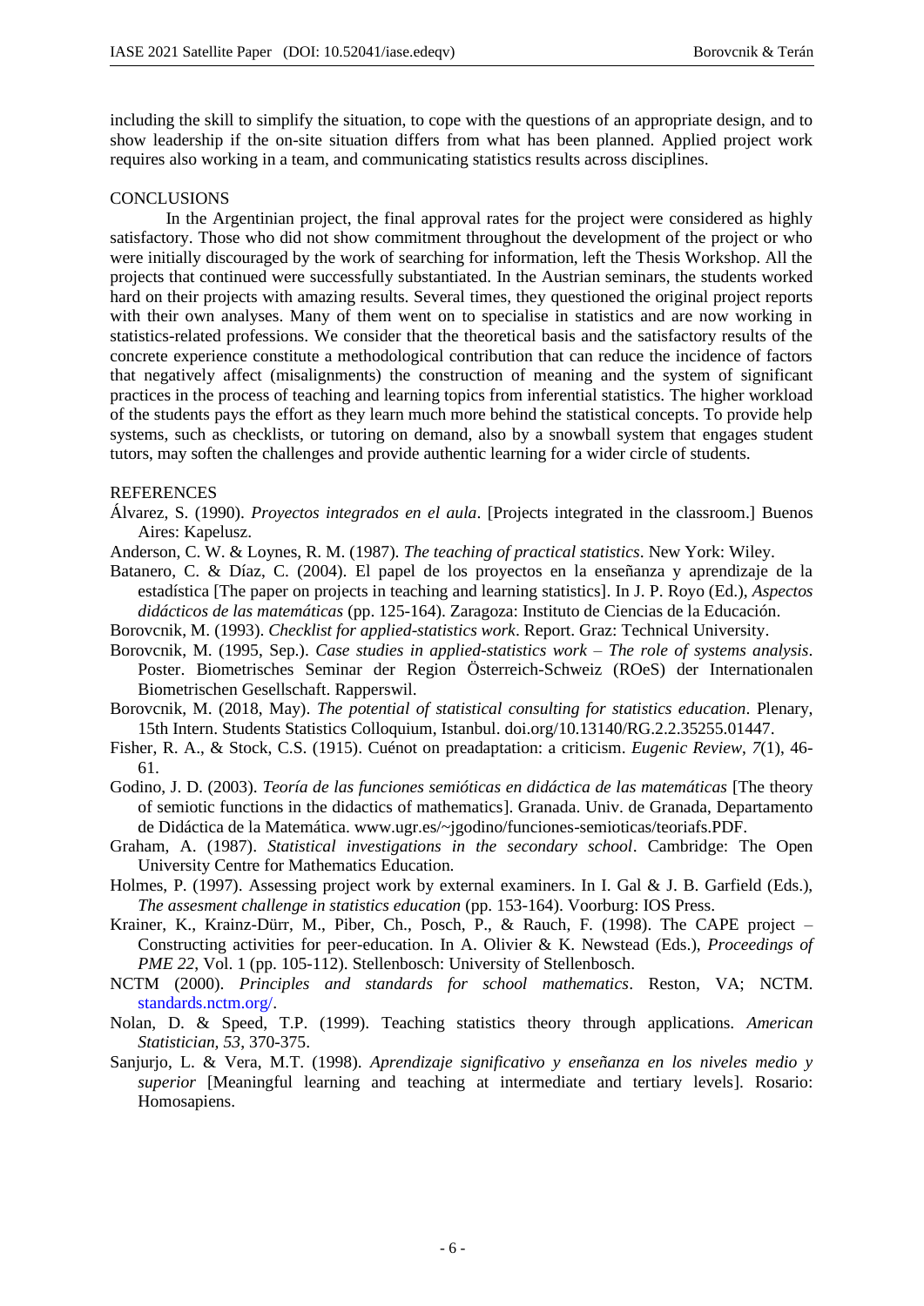including the skill to simplify the situation, to cope with the questions of an appropriate design, and to show leadership if the on-site situation differs from what has been planned. Applied project work requires also working in a team, and communicating statistics results across disciplines.

## CONCLUSIONS

In the Argentinian project, the final approval rates for the project were considered as highly satisfactory. Those who did not show commitment throughout the development of the project or who were initially discouraged by the work of searching for information, left the Thesis Workshop. All the projects that continued were successfully substantiated. In the Austrian seminars, the students worked hard on their projects with amazing results. Several times, they questioned the original project reports with their own analyses. Many of them went on to specialise in statistics and are now working in statistics-related professions. We consider that the theoretical basis and the satisfactory results of the concrete experience constitute a methodological contribution that can reduce the incidence of factors that negatively affect (misalignments) the construction of meaning and the system of significant practices in the process of teaching and learning topics from inferential statistics. The higher workload of the students pays the effort as they learn much more behind the statistical concepts. To provide help systems, such as checklists, or tutoring on demand, also by a snowball system that engages student tutors, may soften the challenges and provide authentic learning for a wider circle of students.

## REFERENCES

Álvarez, S. (1990). *Proyectos integrados en el aula*. [Projects integrated in the classroom.] Buenos Aires: Kapelusz.

Anderson, C. W. & Loynes, R. M. (1987). *The teaching of practical statistics*. New York: Wiley.

Batanero, C. & Díaz, C. (2004). El papel de los proyectos en la enseñanza y aprendizaje de la estadística [The paper on projects in teaching and learning statistics]. In J. P. Royo (Ed.), *Aspectos didácticos de las matemáticas* (pp. 125-164). Zaragoza: Instituto de Ciencias de la Educación.

Borovcnik, M. (1993). *Checklist for applied-statistics work*. Report. Graz: Technical University.

Borovcnik, M. (1995, Sep.). *Case studies in applied-statistics work – The role of systems analysis*. Poster. Biometrisches Seminar der Region Österreich-Schweiz (ROeS) der Internationalen Biometrischen Gesellschaft. Rapperswil.

Borovcnik, M. (2018, May). *The potential of statistical consulting for statistics education*. Plenary, 15th Intern. Students Statistics Colloquium, Istanbul. doi.org/10.13140/RG.2.2.35255.01447.

Fisher, R. A., & Stock, C.S. (1915). Cuénot on preadaptation: a criticism. *Eugenic Review, 7*(1), 46-61.

Godino, J. D. (2003). *Teoría de las funciones semióticas en didáctica de las matemáticas* [The theory of semiotic functions in the didactics of mathematics]. Granada. Univ. de Granada, Departamento de Didáctica de la Matemática. www.ugr.es/~jgodino/funciones-semioticas/teoriafs.PDF.

Graham, A. (1987). *Statistical investigations in the secondary school*. Cambridge: The Open University Centre for Mathematics Education.

Holmes, P. (1997). Assessing project work by external examiners. In I. Gal & J. B. Garfield (Eds.), *The assesment challenge in statistics education* (pp. 153-164). Voorburg: IOS Press.

Krainer, K., Krainz-Dürr, M., Piber, Ch., Posch, P., & Rauch, F. (1998). The CAPE project – Constructing activities for peer-education. In A. Olivier & K. Newstead (Eds.), *Proceedings of PME 22*, Vol. 1 (pp. 105-112). Stellenbosch: University of Stellenbosch.

NCTM (2000). *Principles and standards for school mathematics*. Reston, VA; NCTM. standards.nctm.org/.

Nolan, D. & Speed, T.P. (1999). Teaching statistics theory through applications. *American Statistician, 53*, 370-375.

Sanjurjo, L. & Vera, M.T. (1998). *Aprendizaje significativo y enseñanza en los niveles medio y superior* [Meaningful learning and teaching at intermediate and tertiary levels]. Rosario: Homosapiens.